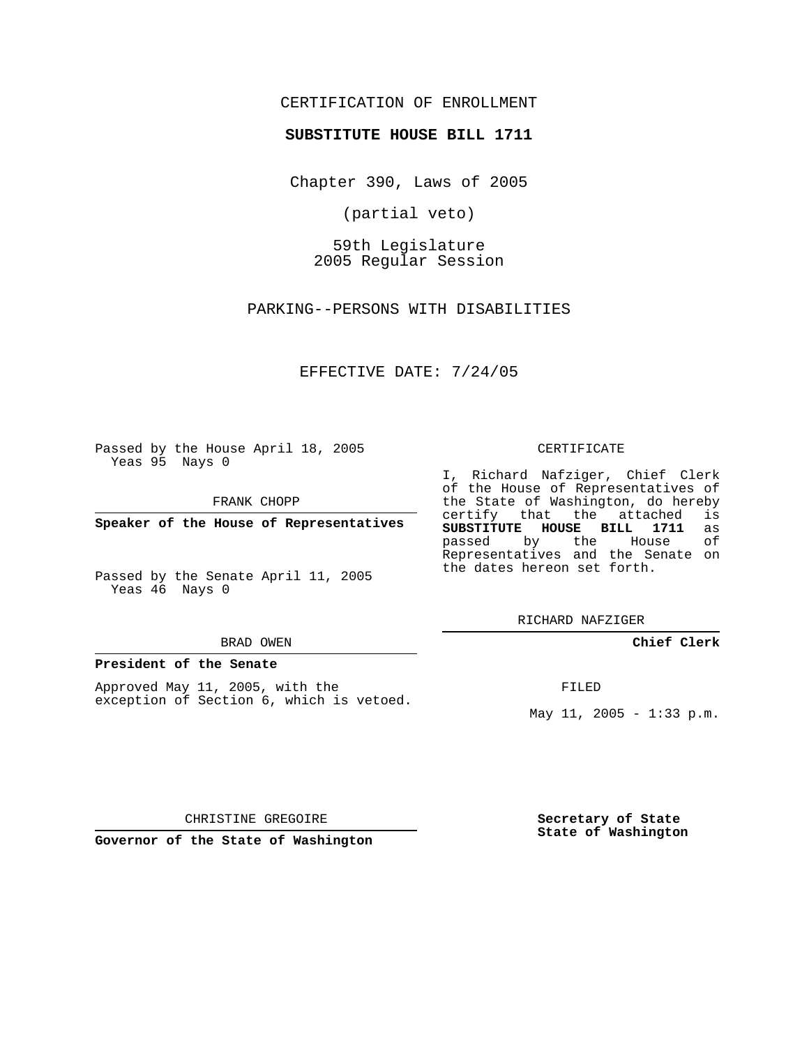CERTIFICATION OF ENROLLMENT

**SUBSTITUTE HOUSE BILL 1711**

Chapter 390, Laws of 2005

(partial veto)

59th Legislature
2005 Regular Session

PARKING--PERSONS WITH DISABILITIES

EFFECTIVE DATE: 7/24/05

Passed by the House April 18, 2005
Yeas 95 Nays 0

FRANK CHOPP

**Speaker of the House of Representatives**

Passed by the Senate April 11, 2005
Yeas 46 Nays 0

BRAD OWEN

**President of the Senate**

Approved May 11, 2005, with the exception of Section 6, which is vetoed.

CHRISTINE GREGOIRE

**Governor of the State of Washington**

CERTIFICATE

I, Richard Nafziger, Chief Clerk of the House of Representatives of the State of Washington, do hereby certify that the attached is **SUBSTITUTE HOUSE BILL 1711** as passed by the House of Representatives and the Senate on the dates hereon set forth.

RICHARD NAFZIGER

**Chief Clerk**

FILED

May 11, 2005 - 1:33 p.m.

**Secretary of State**
**State of Washington**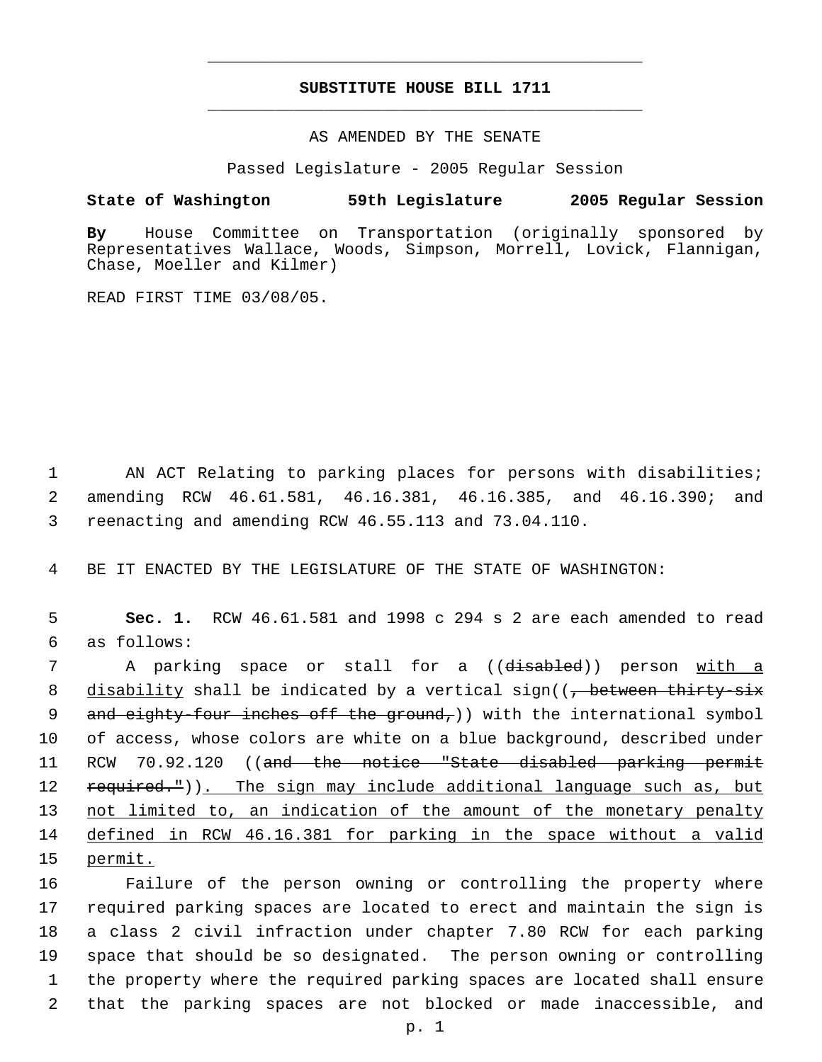# SUBSTITUTE HOUSE BILL 1711

AS AMENDED BY THE SENATE

Passed Legislature - 2005 Regular Session

**State of Washington 59th Legislature 2005 Regular Session**

**By** House Committee on Transportation (originally sponsored by Representatives Wallace, Woods, Simpson, Morrell, Lovick, Flannigan, Chase, Moeller and Kilmer)

READ FIRST TIME 03/08/05.

AN ACT Relating to parking places for persons with disabilities; amending RCW 46.61.581, 46.16.381, 46.16.385, and 46.16.390; and reenacting and amending RCW 46.55.113 and 73.04.110.

BE IT ENACTED BY THE LEGISLATURE OF THE STATE OF WASHINGTON:

**Sec. 1.** RCW 46.61.581 and 1998 c 294 s 2 are each amended to read as follows:

A parking space or stall for a ((~~disabled~~)) person <u>with a disability</u> shall be indicated by a vertical sign((~~, between thirty-six and eighty-four inches off the ground,~~)) with the international symbol of access, whose colors are white on a blue background, described under RCW 70.92.120 ((~~and the notice "State disabled parking permit required."~~))<u>. The sign may include additional language such as, but not limited to, an indication of the amount of the monetary penalty defined in RCW 46.16.381 for parking in the space without a valid permit.</u>

Failure of the person owning or controlling the property where required parking spaces are located to erect and maintain the sign is a class 2 civil infraction under chapter 7.80 RCW for each parking space that should be so designated. The person owning or controlling the property where the required parking spaces are located shall ensure that the parking spaces are not blocked or made inaccessible, and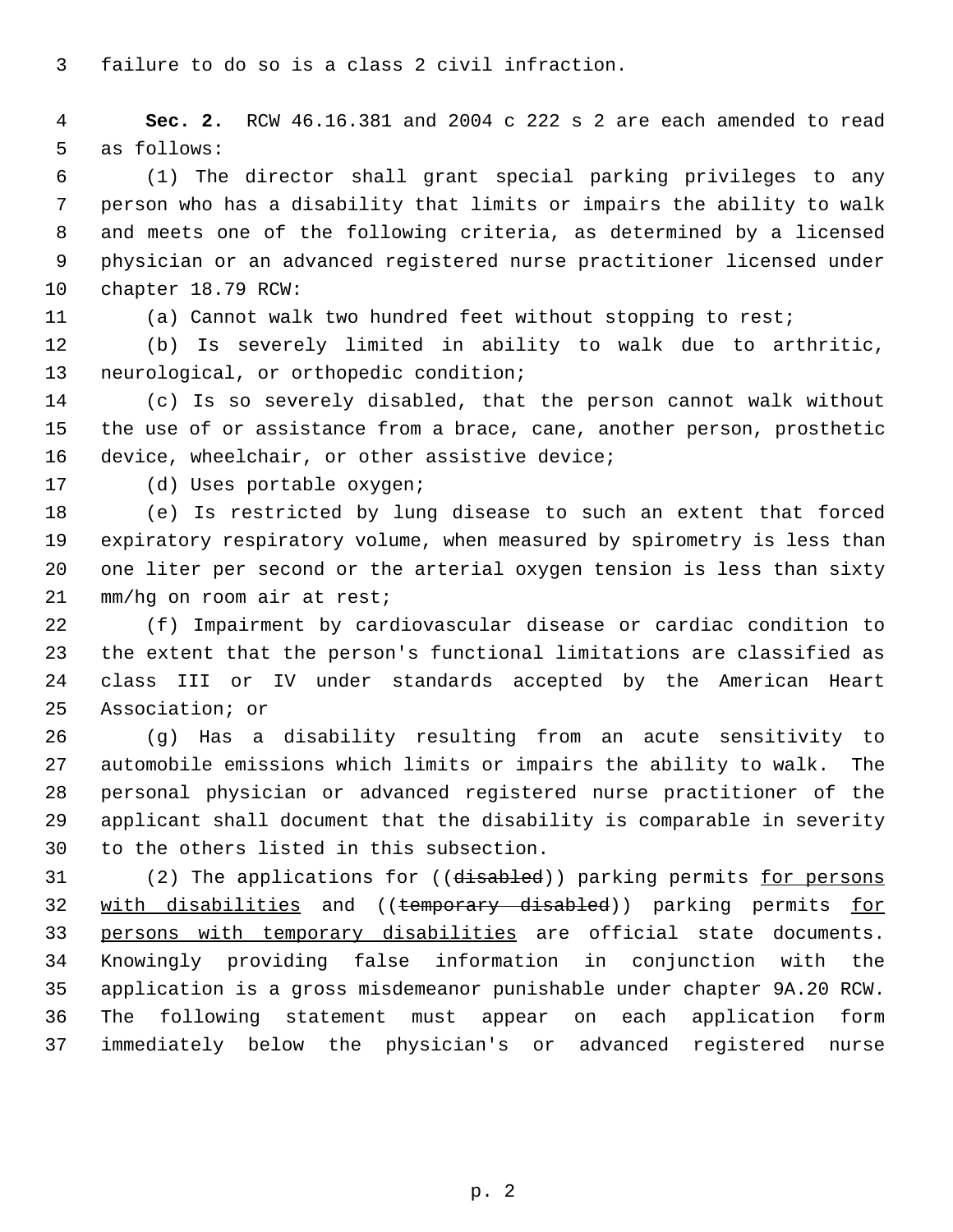failure to do so is a class 2 civil infraction.

**Sec. 2.** RCW 46.16.381 and 2004 c 222 s 2 are each amended to read as follows:

(1) The director shall grant special parking privileges to any person who has a disability that limits or impairs the ability to walk and meets one of the following criteria, as determined by a licensed physician or an advanced registered nurse practitioner licensed under chapter 18.79 RCW:

(a) Cannot walk two hundred feet without stopping to rest;

(b) Is severely limited in ability to walk due to arthritic, neurological, or orthopedic condition;

(c) Is so severely disabled, that the person cannot walk without the use of or assistance from a brace, cane, another person, prosthetic device, wheelchair, or other assistive device;

(d) Uses portable oxygen;

(e) Is restricted by lung disease to such an extent that forced expiratory respiratory volume, when measured by spirometry is less than one liter per second or the arterial oxygen tension is less than sixty mm/hg on room air at rest;

(f) Impairment by cardiovascular disease or cardiac condition to the extent that the person's functional limitations are classified as class III or IV under standards accepted by the American Heart Association; or

(g) Has a disability resulting from an acute sensitivity to automobile emissions which limits or impairs the ability to walk. The personal physician or advanced registered nurse practitioner of the applicant shall document that the disability is comparable in severity to the others listed in this subsection.

(2) The applications for ((~~disabled~~)) parking permits <u>for persons with disabilities</u> and ((~~temporary disabled~~)) parking permits <u>for persons with temporary disabilities</u> are official state documents. Knowingly providing false information in conjunction with the application is a gross misdemeanor punishable under chapter 9A.20 RCW. The following statement must appear on each application form immediately below the physician's or advanced registered nurse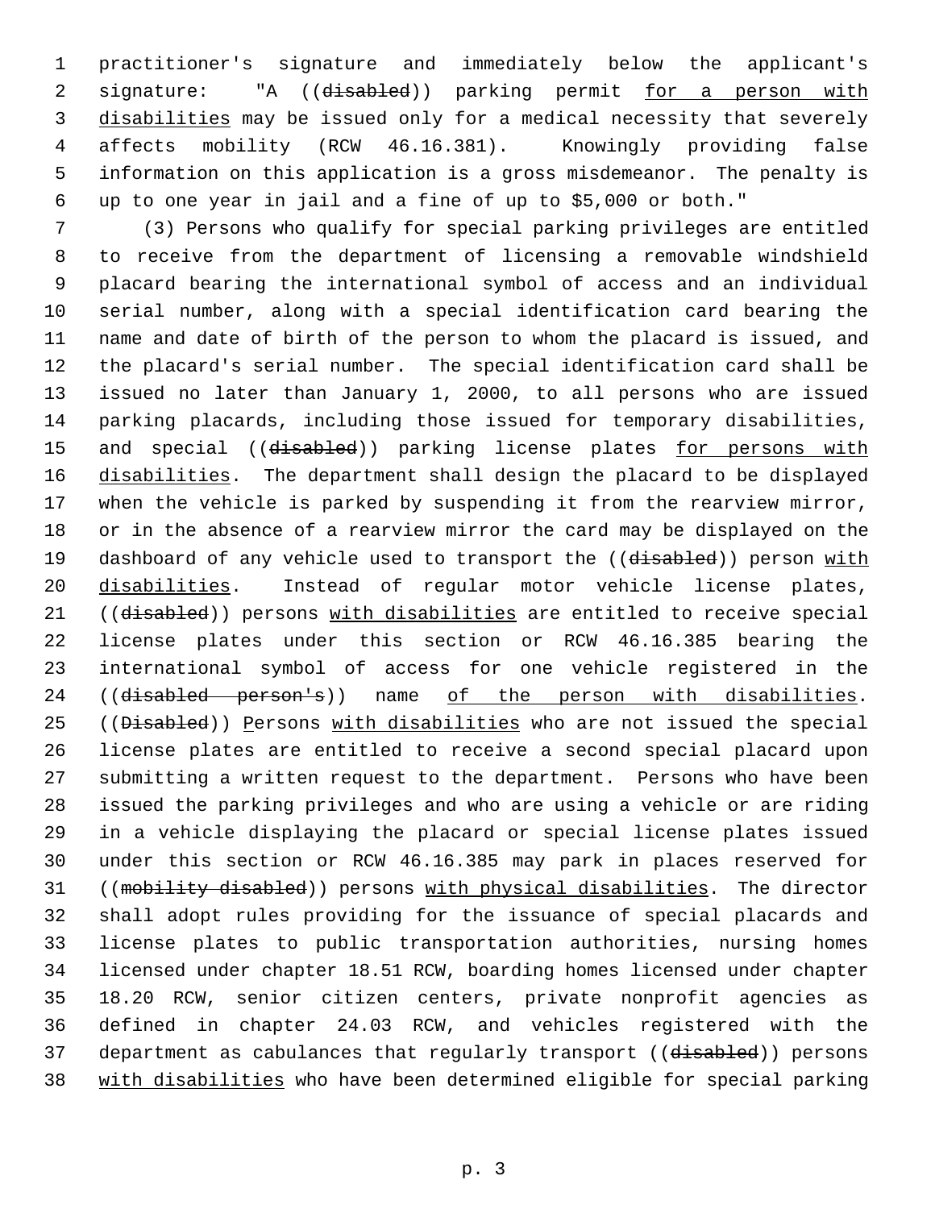practitioner's signature and immediately below the applicant's signature: "A ((~~disabled~~)) parking permit <u>for a person with disabilities</u> may be issued only for a medical necessity that severely affects mobility (RCW 46.16.381). Knowingly providing false information on this application is a gross misdemeanor. The penalty is up to one year in jail and a fine of up to $5,000 or both."

(3) Persons who qualify for special parking privileges are entitled to receive from the department of licensing a removable windshield placard bearing the international symbol of access and an individual serial number, along with a special identification card bearing the name and date of birth of the person to whom the placard is issued, and the placard's serial number. The special identification card shall be issued no later than January 1, 2000, to all persons who are issued parking placards, including those issued for temporary disabilities, and special ((~~disabled~~)) parking license plates <u>for persons with disabilities</u>. The department shall design the placard to be displayed when the vehicle is parked by suspending it from the rearview mirror, or in the absence of a rearview mirror the card may be displayed on the dashboard of any vehicle used to transport the ((~~disabled~~)) person <u>with disabilities</u>. Instead of regular motor vehicle license plates, ((~~disabled~~)) persons <u>with disabilities</u> are entitled to receive special license plates under this section or RCW 46.16.385 bearing the international symbol of access for one vehicle registered in the ((~~disabled person's~~)) name <u>of the person with disabilities</u>. ((~~Disabled~~)) <u>P</u>ersons <u>with disabilities</u> who are not issued the special license plates are entitled to receive a second special placard upon submitting a written request to the department. Persons who have been issued the parking privileges and who are using a vehicle or are riding in a vehicle displaying the placard or special license plates issued under this section or RCW 46.16.385 may park in places reserved for ((~~mobility disabled~~)) persons <u>with physical disabilities</u>. The director shall adopt rules providing for the issuance of special placards and license plates to public transportation authorities, nursing homes licensed under chapter 18.51 RCW, boarding homes licensed under chapter 18.20 RCW, senior citizen centers, private nonprofit agencies as defined in chapter 24.03 RCW, and vehicles registered with the department as cabulances that regularly transport ((~~disabled~~)) persons <u>with disabilities</u> who have been determined eligible for special parking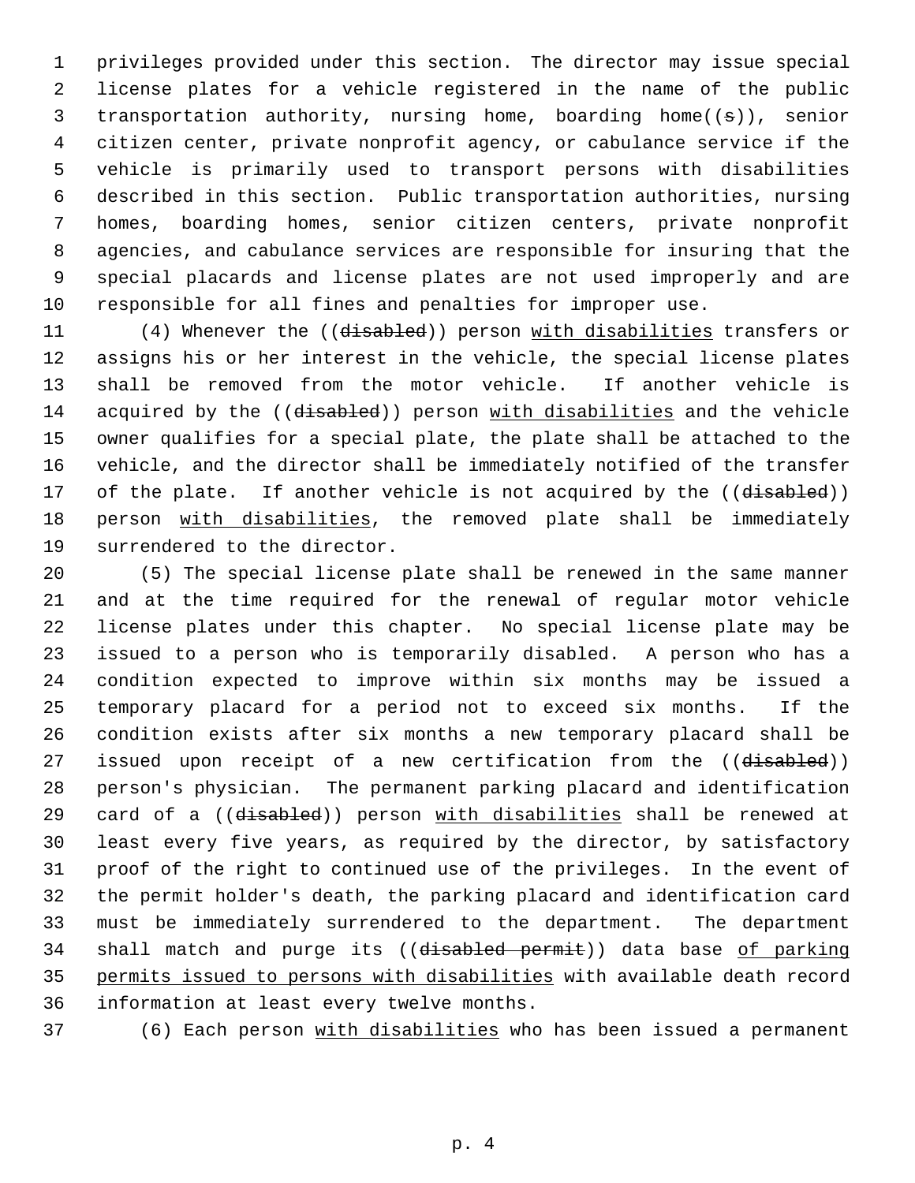privileges provided under this section. The director may issue special license plates for a vehicle registered in the name of the public transportation authority, nursing home, boarding home((~~s~~)), senior citizen center, private nonprofit agency, or cabulance service if the vehicle is primarily used to transport persons with disabilities described in this section. Public transportation authorities, nursing homes, boarding homes, senior citizen centers, private nonprofit agencies, and cabulance services are responsible for insuring that the special placards and license plates are not used improperly and are responsible for all fines and penalties for improper use.

(4) Whenever the ((~~disabled~~)) person <u>with disabilities</u> transfers or assigns his or her interest in the vehicle, the special license plates shall be removed from the motor vehicle. If another vehicle is acquired by the ((~~disabled~~)) person <u>with disabilities</u> and the vehicle owner qualifies for a special plate, the plate shall be attached to the vehicle, and the director shall be immediately notified of the transfer of the plate. If another vehicle is not acquired by the ((~~disabled~~)) person <u>with disabilities</u>, the removed plate shall be immediately surrendered to the director.

(5) The special license plate shall be renewed in the same manner and at the time required for the renewal of regular motor vehicle license plates under this chapter. No special license plate may be issued to a person who is temporarily disabled. A person who has a condition expected to improve within six months may be issued a temporary placard for a period not to exceed six months. If the condition exists after six months a new temporary placard shall be issued upon receipt of a new certification from the ((~~disabled~~)) person's physician. The permanent parking placard and identification card of a ((~~disabled~~)) person <u>with disabilities</u> shall be renewed at least every five years, as required by the director, by satisfactory proof of the right to continued use of the privileges. In the event of the permit holder's death, the parking placard and identification card must be immediately surrendered to the department. The department shall match and purge its ((~~disabled permit~~)) data base <u>of parking permits issued to persons with disabilities</u> with available death record information at least every twelve months.

(6) Each person <u>with disabilities</u> who has been issued a permanent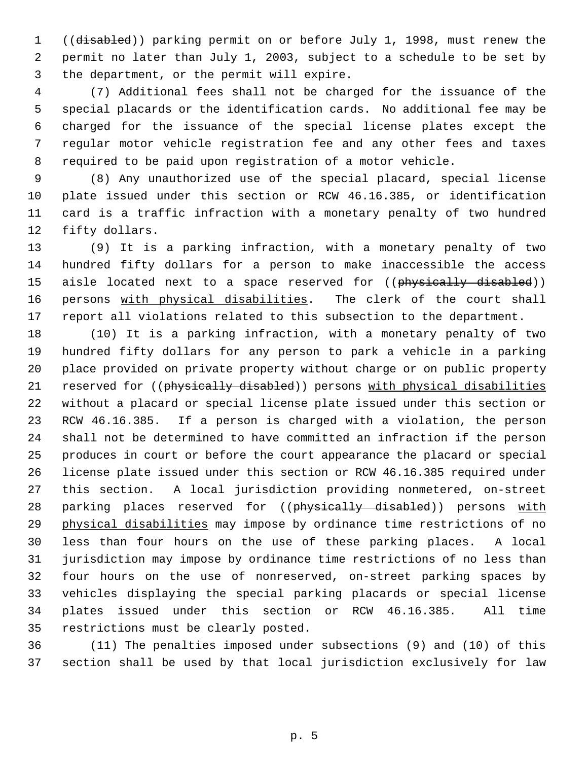((~~disabled~~)) parking permit on or before July 1, 1998, must renew the permit no later than July 1, 2003, subject to a schedule to be set by the department, or the permit will expire.

(7) Additional fees shall not be charged for the issuance of the special placards or the identification cards. No additional fee may be charged for the issuance of the special license plates except the regular motor vehicle registration fee and any other fees and taxes required to be paid upon registration of a motor vehicle.

(8) Any unauthorized use of the special placard, special license plate issued under this section or RCW 46.16.385, or identification card is a traffic infraction with a monetary penalty of two hundred fifty dollars.

(9) It is a parking infraction, with a monetary penalty of two hundred fifty dollars for a person to make inaccessible the access aisle located next to a space reserved for ((~~physically disabled~~)) persons <u>with physical disabilities</u>. The clerk of the court shall report all violations related to this subsection to the department.

(10) It is a parking infraction, with a monetary penalty of two hundred fifty dollars for any person to park a vehicle in a parking place provided on private property without charge or on public property reserved for ((~~physically disabled~~)) persons <u>with physical disabilities</u> without a placard or special license plate issued under this section or RCW 46.16.385. If a person is charged with a violation, the person shall not be determined to have committed an infraction if the person produces in court or before the court appearance the placard or special license plate issued under this section or RCW 46.16.385 required under this section. A local jurisdiction providing nonmetered, on-street parking places reserved for ((~~physically disabled~~)) persons <u>with physical disabilities</u> may impose by ordinance time restrictions of no less than four hours on the use of these parking places. A local jurisdiction may impose by ordinance time restrictions of no less than four hours on the use of nonreserved, on-street parking spaces by vehicles displaying the special parking placards or special license plates issued under this section or RCW 46.16.385. All time restrictions must be clearly posted.

(11) The penalties imposed under subsections (9) and (10) of this section shall be used by that local jurisdiction exclusively for law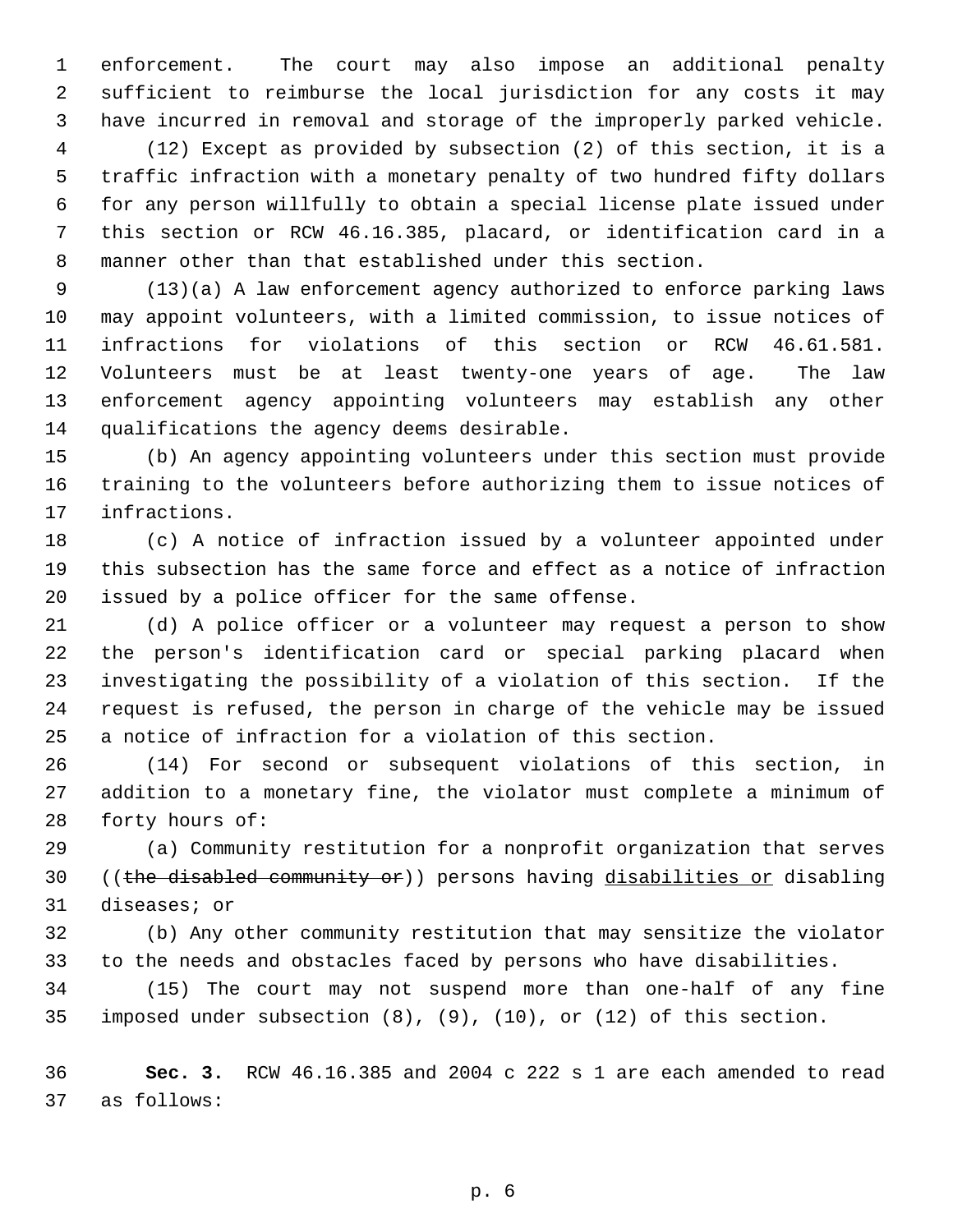enforcement. The court may also impose an additional penalty sufficient to reimburse the local jurisdiction for any costs it may have incurred in removal and storage of the improperly parked vehicle.

(12) Except as provided by subsection (2) of this section, it is a traffic infraction with a monetary penalty of two hundred fifty dollars for any person willfully to obtain a special license plate issued under this section or RCW 46.16.385, placard, or identification card in a manner other than that established under this section.

(13)(a) A law enforcement agency authorized to enforce parking laws may appoint volunteers, with a limited commission, to issue notices of infractions for violations of this section or RCW 46.61.581. Volunteers must be at least twenty-one years of age. The law enforcement agency appointing volunteers may establish any other qualifications the agency deems desirable.

(b) An agency appointing volunteers under this section must provide training to the volunteers before authorizing them to issue notices of infractions.

(c) A notice of infraction issued by a volunteer appointed under this subsection has the same force and effect as a notice of infraction issued by a police officer for the same offense.

(d) A police officer or a volunteer may request a person to show the person's identification card or special parking placard when investigating the possibility of a violation of this section. If the request is refused, the person in charge of the vehicle may be issued a notice of infraction for a violation of this section.

(14) For second or subsequent violations of this section, in addition to a monetary fine, the violator must complete a minimum of forty hours of:

(a) Community restitution for a nonprofit organization that serves ((~~the disabled community or~~)) persons having <u>disabilities or</u> disabling diseases; or

(b) Any other community restitution that may sensitize the violator to the needs and obstacles faced by persons who have disabilities.

(15) The court may not suspend more than one-half of any fine imposed under subsection (8), (9), (10), or (12) of this section.

**Sec. 3.** RCW 46.16.385 and 2004 c 222 s 1 are each amended to read as follows: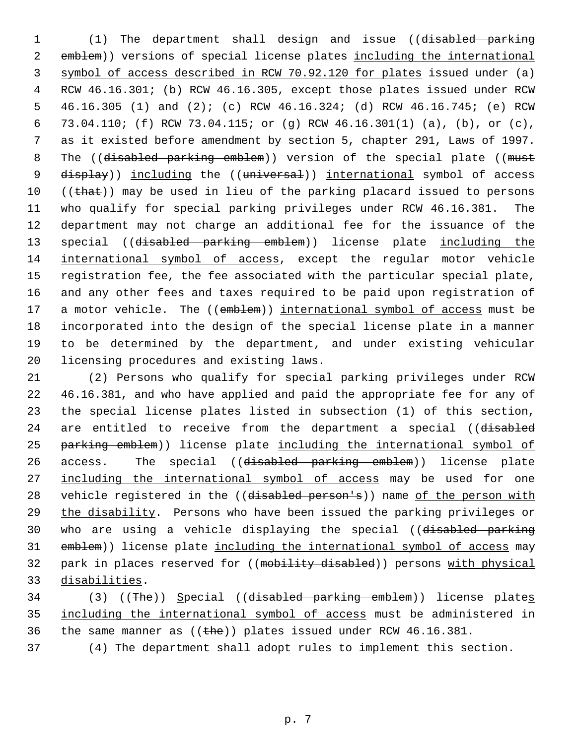(1) The department shall design and issue ((~~disabled parking emblem~~)) versions of special license plates <u>including the international symbol of access described in RCW 70.92.120 for plates</u> issued under (a) RCW 46.16.301; (b) RCW 46.16.305, except those plates issued under RCW 46.16.305 (1) and (2); (c) RCW 46.16.324; (d) RCW 46.16.745; (e) RCW 73.04.110; (f) RCW 73.04.115; or (g) RCW 46.16.301(1) (a), (b), or (c), as it existed before amendment by section 5, chapter 291, Laws of 1997. The ((~~disabled parking emblem~~)) version of the special plate ((~~must display~~)) <u>including</u> the ((~~universal~~)) <u>international</u> symbol of access ((~~that~~)) may be used in lieu of the parking placard issued to persons who qualify for special parking privileges under RCW 46.16.381. The department may not charge an additional fee for the issuance of the special ((~~disabled parking emblem~~)) license plate <u>including the international symbol of access</u>, except the regular motor vehicle registration fee, the fee associated with the particular special plate, and any other fees and taxes required to be paid upon registration of a motor vehicle. The ((~~emblem~~)) <u>international symbol of access</u> must be incorporated into the design of the special license plate in a manner to be determined by the department, and under existing vehicular licensing procedures and existing laws.

(2) Persons who qualify for special parking privileges under RCW 46.16.381, and who have applied and paid the appropriate fee for any of the special license plates listed in subsection (1) of this section, are entitled to receive from the department a special ((~~disabled parking emblem~~)) license plate <u>including the international symbol of access</u>. The special ((~~disabled parking emblem~~)) license plate <u>including the international symbol of access</u> may be used for one vehicle registered in the ((~~disabled person's~~)) name <u>of the person with the disability</u>. Persons who have been issued the parking privileges or who are using a vehicle displaying the special ((~~disabled parking emblem~~)) license plate <u>including the international symbol of access</u> may park in places reserved for ((~~mobility disabled~~)) persons <u>with physical disabilities</u>.

(3) ((~~The~~)) <u>S</u>pecial ((~~disabled parking emblem~~)) license plate<u>s including the international symbol of access</u> must be administered in the same manner as ((~~the~~)) plates issued under RCW 46.16.381.

(4) The department shall adopt rules to implement this section.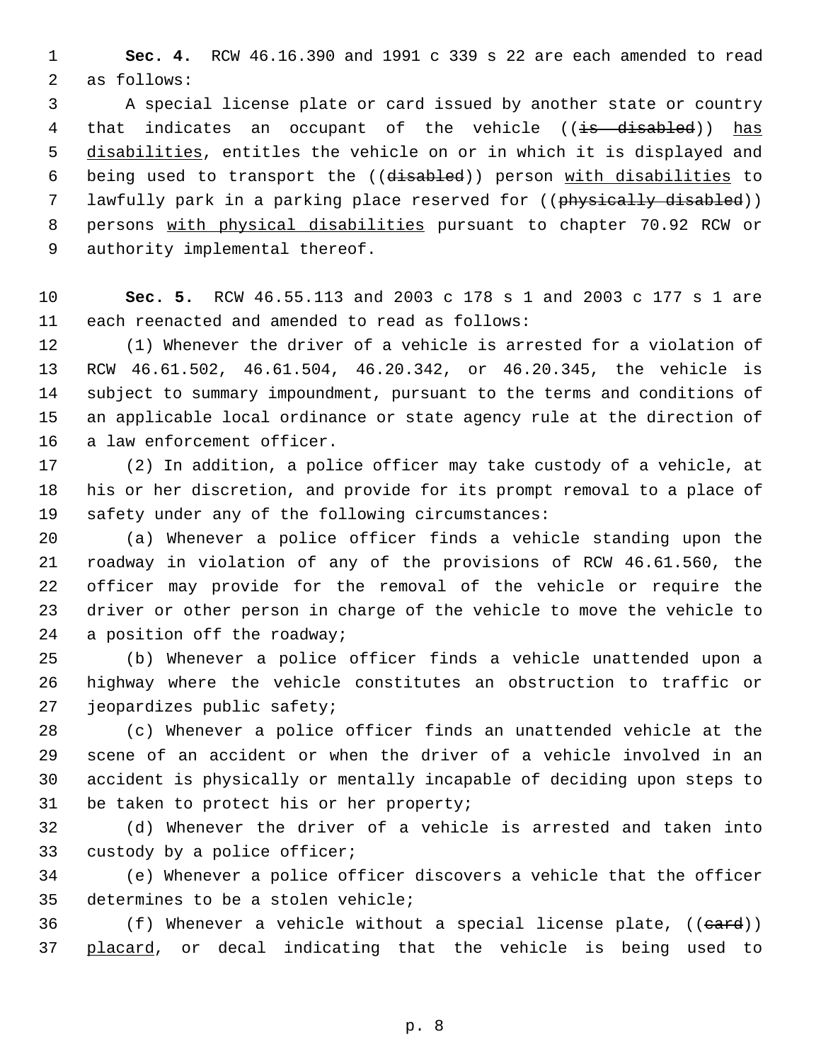**Sec. 4.** RCW 46.16.390 and 1991 c 339 s 22 are each amended to read as follows:

A special license plate or card issued by another state or country that indicates an occupant of the vehicle ((~~is disabled~~)) has disabilities, entitles the vehicle on or in which it is displayed and being used to transport the ((~~disabled~~)) person with disabilities to lawfully park in a parking place reserved for ((~~physically disabled~~)) persons with physical disabilities pursuant to chapter 70.92 RCW or authority implemental thereof.

**Sec. 5.** RCW 46.55.113 and 2003 c 178 s 1 and 2003 c 177 s 1 are each reenacted and amended to read as follows:

(1) Whenever the driver of a vehicle is arrested for a violation of RCW 46.61.502, 46.61.504, 46.20.342, or 46.20.345, the vehicle is subject to summary impoundment, pursuant to the terms and conditions of an applicable local ordinance or state agency rule at the direction of a law enforcement officer.

(2) In addition, a police officer may take custody of a vehicle, at his or her discretion, and provide for its prompt removal to a place of safety under any of the following circumstances:

(a) Whenever a police officer finds a vehicle standing upon the roadway in violation of any of the provisions of RCW 46.61.560, the officer may provide for the removal of the vehicle or require the driver or other person in charge of the vehicle to move the vehicle to a position off the roadway;

(b) Whenever a police officer finds a vehicle unattended upon a highway where the vehicle constitutes an obstruction to traffic or jeopardizes public safety;

(c) Whenever a police officer finds an unattended vehicle at the scene of an accident or when the driver of a vehicle involved in an accident is physically or mentally incapable of deciding upon steps to be taken to protect his or her property;

(d) Whenever the driver of a vehicle is arrested and taken into custody by a police officer;

(e) Whenever a police officer discovers a vehicle that the officer determines to be a stolen vehicle;

(f) Whenever a vehicle without a special license plate, ((~~card~~)) placard, or decal indicating that the vehicle is being used to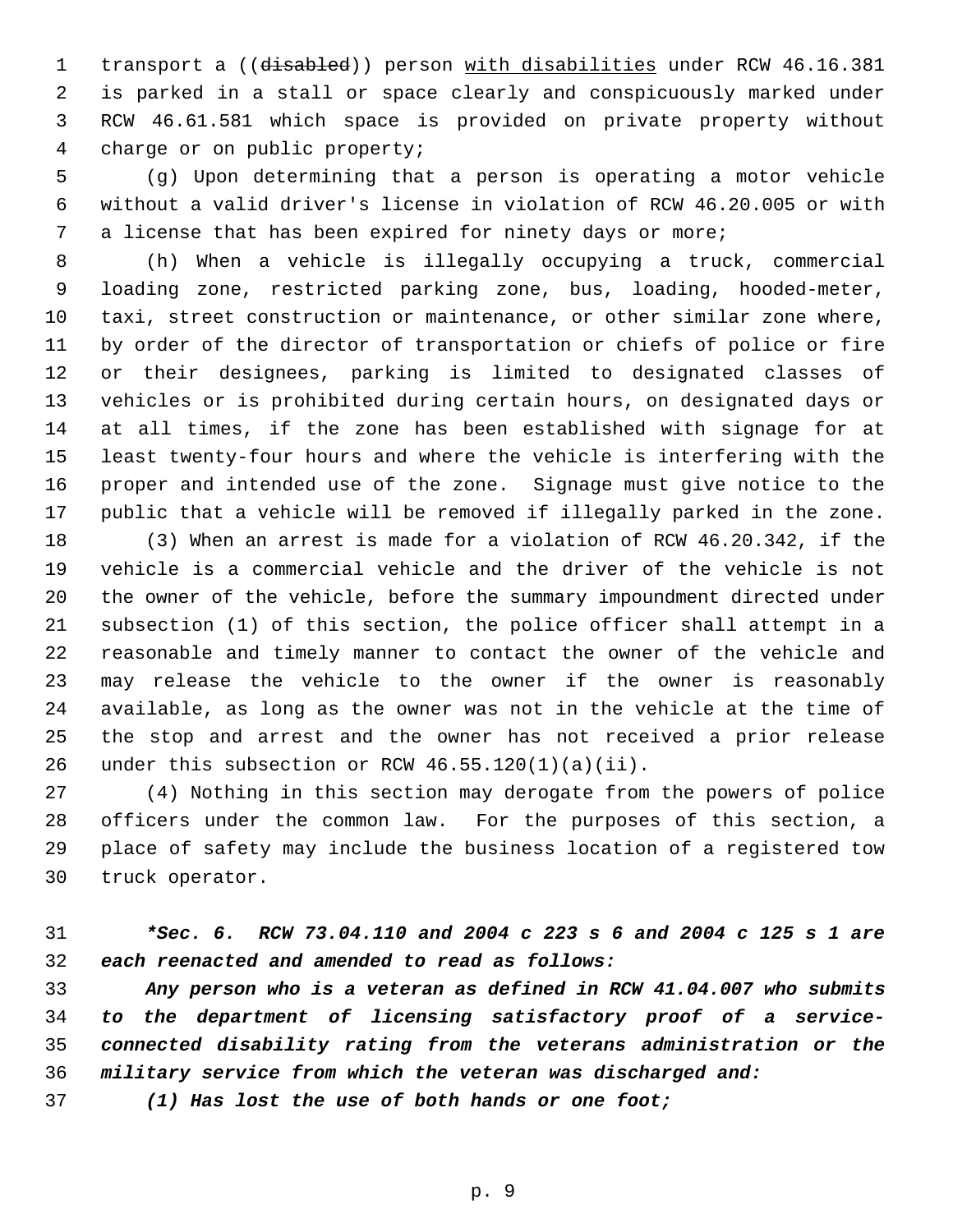transport a ((~~disabled~~)) person <u>with disabilities</u> under RCW 46.16.381 is parked in a stall or space clearly and conspicuously marked under RCW 46.61.581 which space is provided on private property without charge or on public property;

(g) Upon determining that a person is operating a motor vehicle without a valid driver's license in violation of RCW 46.20.005 or with a license that has been expired for ninety days or more;

(h) When a vehicle is illegally occupying a truck, commercial loading zone, restricted parking zone, bus, loading, hooded-meter, taxi, street construction or maintenance, or other similar zone where, by order of the director of transportation or chiefs of police or fire or their designees, parking is limited to designated classes of vehicles or is prohibited during certain hours, on designated days or at all times, if the zone has been established with signage for at least twenty-four hours and where the vehicle is interfering with the proper and intended use of the zone. Signage must give notice to the public that a vehicle will be removed if illegally parked in the zone.

(3) When an arrest is made for a violation of RCW 46.20.342, if the vehicle is a commercial vehicle and the driver of the vehicle is not the owner of the vehicle, before the summary impoundment directed under subsection (1) of this section, the police officer shall attempt in a reasonable and timely manner to contact the owner of the vehicle and may release the vehicle to the owner if the owner is reasonably available, as long as the owner was not in the vehicle at the time of the stop and arrest and the owner has not received a prior release under this subsection or RCW 46.55.120(1)(a)(ii).

(4) Nothing in this section may derogate from the powers of police officers under the common law. For the purposes of this section, a place of safety may include the business location of a registered tow truck operator.

***Sec. 6. RCW 73.04.110 and 2004 c 223 s 6 and 2004 c 125 s 1 are each reenacted and amended to read as follows:***

***Any person who is a veteran as defined in RCW 41.04.007 who submits to the department of licensing satisfactory proof of a service-connected disability rating from the veterans administration or the military service from which the veteran was discharged and:***

***(1) Has lost the use of both hands or one foot;***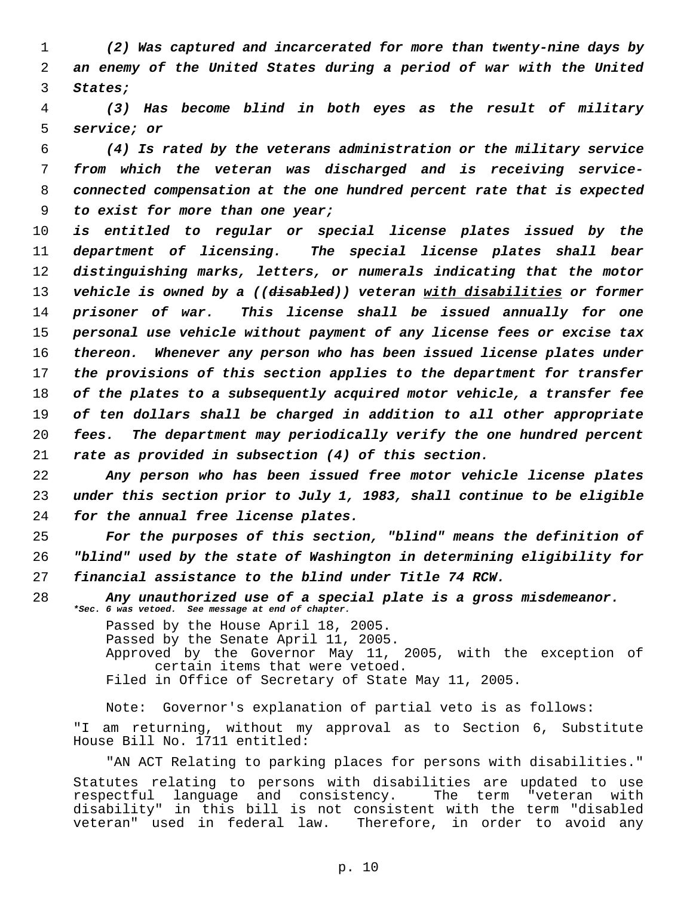*(2) Was captured and incarcerated for more than twenty-nine days by an enemy of the United States during a period of war with the United States;*

*(3) Has become blind in both eyes as the result of military service; or*

*(4) Is rated by the veterans administration or the military service from which the veteran was discharged and is receiving service-connected compensation at the one hundred percent rate that is expected to exist for more than one year;*

*is entitled to regular or special license plates issued by the department of licensing. The special license plates shall bear distinguishing marks, letters, or numerals indicating that the motor vehicle is owned by a ((~~disabled~~)) veteran with disabilities or former prisoner of war. This license shall be issued annually for one personal use vehicle without payment of any license fees or excise tax thereon. Whenever any person who has been issued license plates under the provisions of this section applies to the department for transfer of the plates to a subsequently acquired motor vehicle, a transfer fee of ten dollars shall be charged in addition to all other appropriate fees. The department may periodically verify the one hundred percent rate as provided in subsection (4) of this section.*

*Any person who has been issued free motor vehicle license plates under this section prior to July 1, 1983, shall continue to be eligible for the annual free license plates.*

*For the purposes of this section, "blind" means the definition of "blind" used by the state of Washington in determining eligibility for financial assistance to the blind under Title 74 RCW.*

*Any unauthorized use of a special plate is a gross misdemeanor.*

*\*Sec. 6 was vetoed. See message at end of chapter.*

Passed by the House April 18, 2005.
Passed by the Senate April 11, 2005.
Approved by the Governor May 11, 2005, with the exception of certain items that were vetoed.
Filed in Office of Secretary of State May 11, 2005.

Note: Governor's explanation of partial veto is as follows:

"I am returning, without my approval as to Section 6, Substitute House Bill No. 1711 entitled:

"AN ACT Relating to parking places for persons with disabilities."

Statutes relating to persons with disabilities are updated to use respectful language and consistency. The term "veteran with disability" in this bill is not consistent with the term "disabled veteran" used in federal law. Therefore, in order to avoid any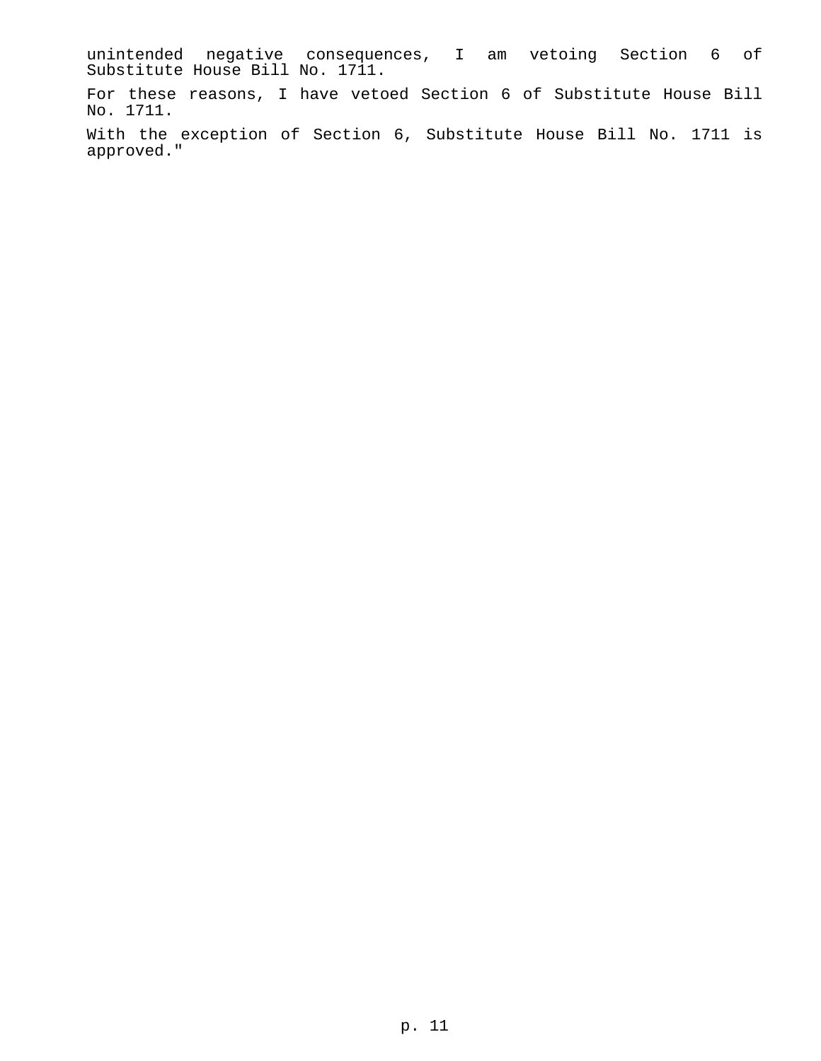unintended negative consequences, I am vetoing Section 6 of Substitute House Bill No. 1711.

For these reasons, I have vetoed Section 6 of Substitute House Bill No. 1711.

With the exception of Section 6, Substitute House Bill No. 1711 is approved."